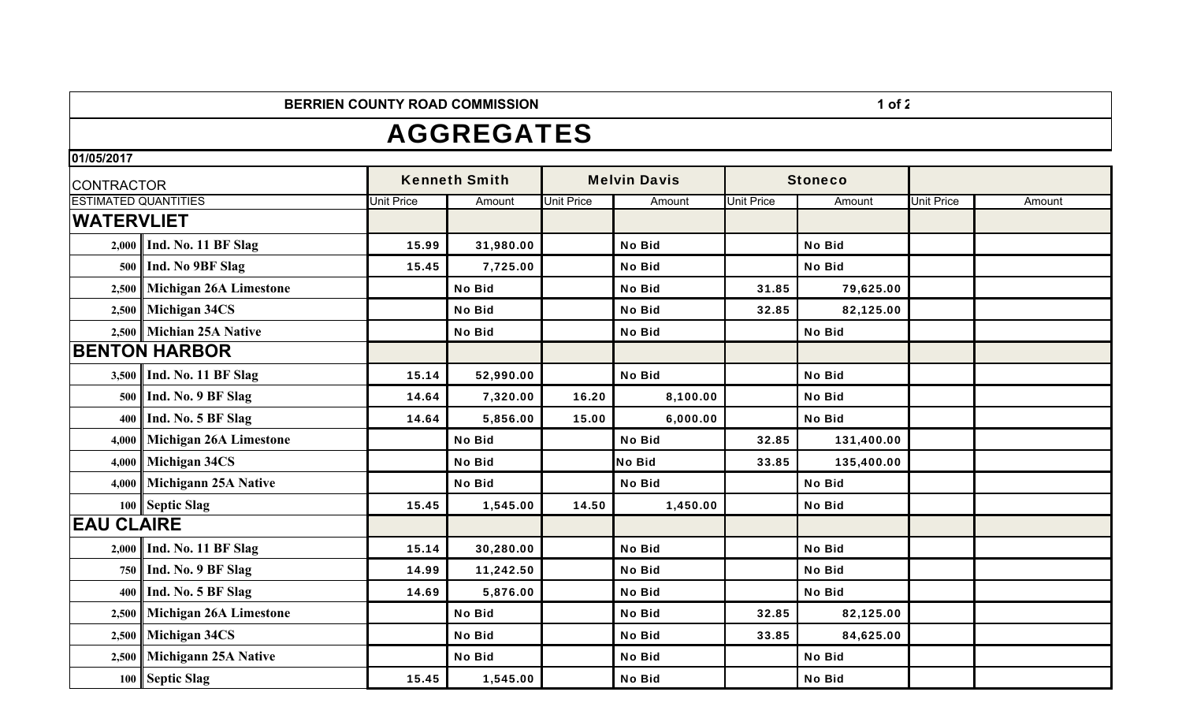**BERRIEN COUNTY ROAD COMMISSION**

# AGGREGATES

**01/05/2017**

| CONTRACTOR | | Kenneth Smith | | Melvin Davis | | Stoneco | | | |
|---|---|---|---|---|---|---|---|---|---|
| ESTIMATED QUANTITIES | | Unit Price | Amount | Unit Price | Amount | Unit Price | Amount | Unit Price | Amount |
| **WATERVLIET** | | | | | | | | | |
| 2,000 | Ind. No. 11 BF Slag | 15.99 | 31,980.00 | | No Bid | | No Bid | | |
| 500 | Ind. No 9BF Slag | 15.45 | 7,725.00 | | No Bid | | No Bid | | |
| 2,500 | Michigan 26A Limestone | | No Bid | | No Bid | 31.85 | 79,625.00 | | |
| 2,500 | Michigan 34CS | | No Bid | | No Bid | 32.85 | 82,125.00 | | |
| 2,500 | Michian 25A Native | | No Bid | | No Bid | | No Bid | | |
| **BENTON HARBOR** | | | | | | | | | |
| 3,500 | Ind. No. 11 BF Slag | 15.14 | 52,990.00 | | No Bid | | No Bid | | |
| 500 | Ind. No. 9 BF Slag | 14.64 | 7,320.00 | 16.20 | 8,100.00 | | No Bid | | |
| 400 | Ind. No. 5 BF Slag | 14.64 | 5,856.00 | 15.00 | 6,000.00 | | No Bid | | |
| 4,000 | Michigan 26A Limestone | | No Bid | | No Bid | 32.85 | 131,400.00 | | |
| 4,000 | Michigan 34CS | | No Bid | | No Bid | 33.85 | 135,400.00 | | |
| 4,000 | Michigann 25A Native | | No Bid | | No Bid | | No Bid | | |
| 100 | Septic Slag | 15.45 | 1,545.00 | 14.50 | 1,450.00 | | No Bid | | |
| **EAU CLAIRE** | | | | | | | | | |
| 2,000 | Ind. No. 11 BF Slag | 15.14 | 30,280.00 | | No Bid | | No Bid | | |
| 750 | Ind. No. 9 BF Slag | 14.99 | 11,242.50 | | No Bid | | No Bid | | |
| 400 | Ind. No. 5 BF Slag | 14.69 | 5,876.00 | | No Bid | | No Bid | | |
| 2,500 | Michigan 26A Limestone | | No Bid | | No Bid | 32.85 | 82,125.00 | | |
| 2,500 | Michigan 34CS | | No Bid | | No Bid | 33.85 | 84,625.00 | | |
| 2,500 | Michigann 25A Native | | No Bid | | No Bid | | No Bid | | |
| 100 | Septic Slag | 15.45 | 1,545.00 | | No Bid | | No Bid | | |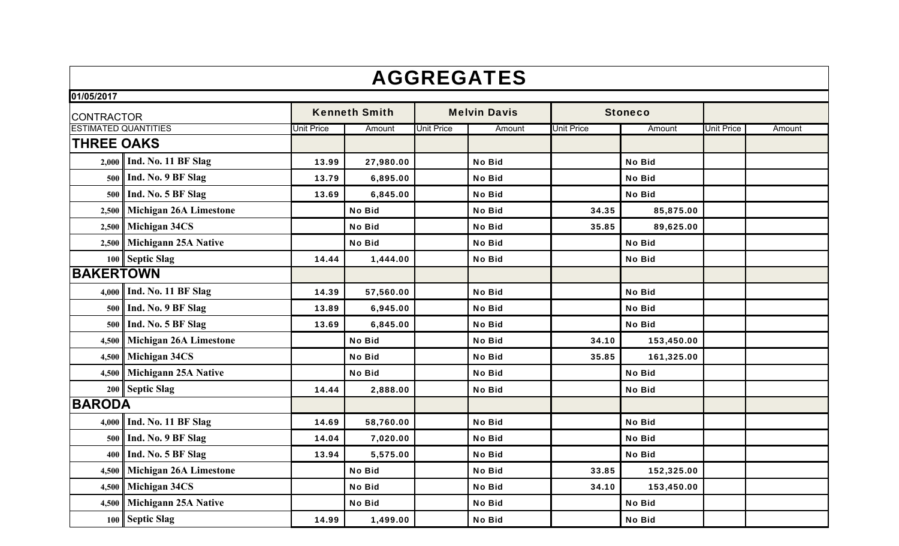# AGGREGATES

01/05/2017

| CONTRACTOR | | Kenneth Smith | | Melvin Davis | | Stoneco | | | |
|---|---|---|---|---|---|---|---|---|---|
| ESTIMATED QUANTITIES | | Unit Price | Amount | Unit Price | Amount | Unit Price | Amount | Unit Price | Amount |
| **THREE OAKS** | | | | | | | | | |
| 2,000 | Ind. No. 11 BF Slag | 13.99 | 27,980.00 | | No Bid | | No Bid | | |
| 500 | Ind. No. 9 BF Slag | 13.79 | 6,895.00 | | No Bid | | No Bid | | |
| 500 | Ind. No. 5 BF Slag | 13.69 | 6,845.00 | | No Bid | | No Bid | | |
| 2,500 | Michigan 26A Limestone | | No Bid | | No Bid | 34.35 | 85,875.00 | | |
| 2,500 | Michigan 34CS | | No Bid | | No Bid | 35.85 | 89,625.00 | | |
| 2,500 | Michigann 25A Native | | No Bid | | No Bid | | No Bid | | |
| 100 | Septic Slag | 14.44 | 1,444.00 | | No Bid | | No Bid | | |
| **BAKERTOWN** | | | | | | | | | |
| 4,000 | Ind. No. 11 BF Slag | 14.39 | 57,560.00 | | No Bid | | No Bid | | |
| 500 | Ind. No. 9 BF Slag | 13.89 | 6,945.00 | | No Bid | | No Bid | | |
| 500 | Ind. No. 5 BF Slag | 13.69 | 6,845.00 | | No Bid | | No Bid | | |
| 4,500 | Michigan 26A Limestone | | No Bid | | No Bid | 34.10 | 153,450.00 | | |
| 4,500 | Michigan 34CS | | No Bid | | No Bid | 35.85 | 161,325.00 | | |
| 4,500 | Michigann 25A Native | | No Bid | | No Bid | | No Bid | | |
| 200 | Septic Slag | 14.44 | 2,888.00 | | No Bid | | No Bid | | |
| **BARODA** | | | | | | | | | |
| 4,000 | Ind. No. 11 BF Slag | 14.69 | 58,760.00 | | No Bid | | No Bid | | |
| 500 | Ind. No. 9 BF Slag | 14.04 | 7,020.00 | | No Bid | | No Bid | | |
| 400 | Ind. No. 5 BF Slag | 13.94 | 5,575.00 | | No Bid | | No Bid | | |
| 4,500 | Michigan 26A Limestone | | No Bid | | No Bid | 33.85 | 152,325.00 | | |
| 4,500 | Michigan 34CS | | No Bid | | No Bid | 34.10 | 153,450.00 | | |
| 4,500 | Michigann 25A Native | | No Bid | | No Bid | | No Bid | | |
| 100 | Septic Slag | 14.99 | 1,499.00 | | No Bid | | No Bid | | |